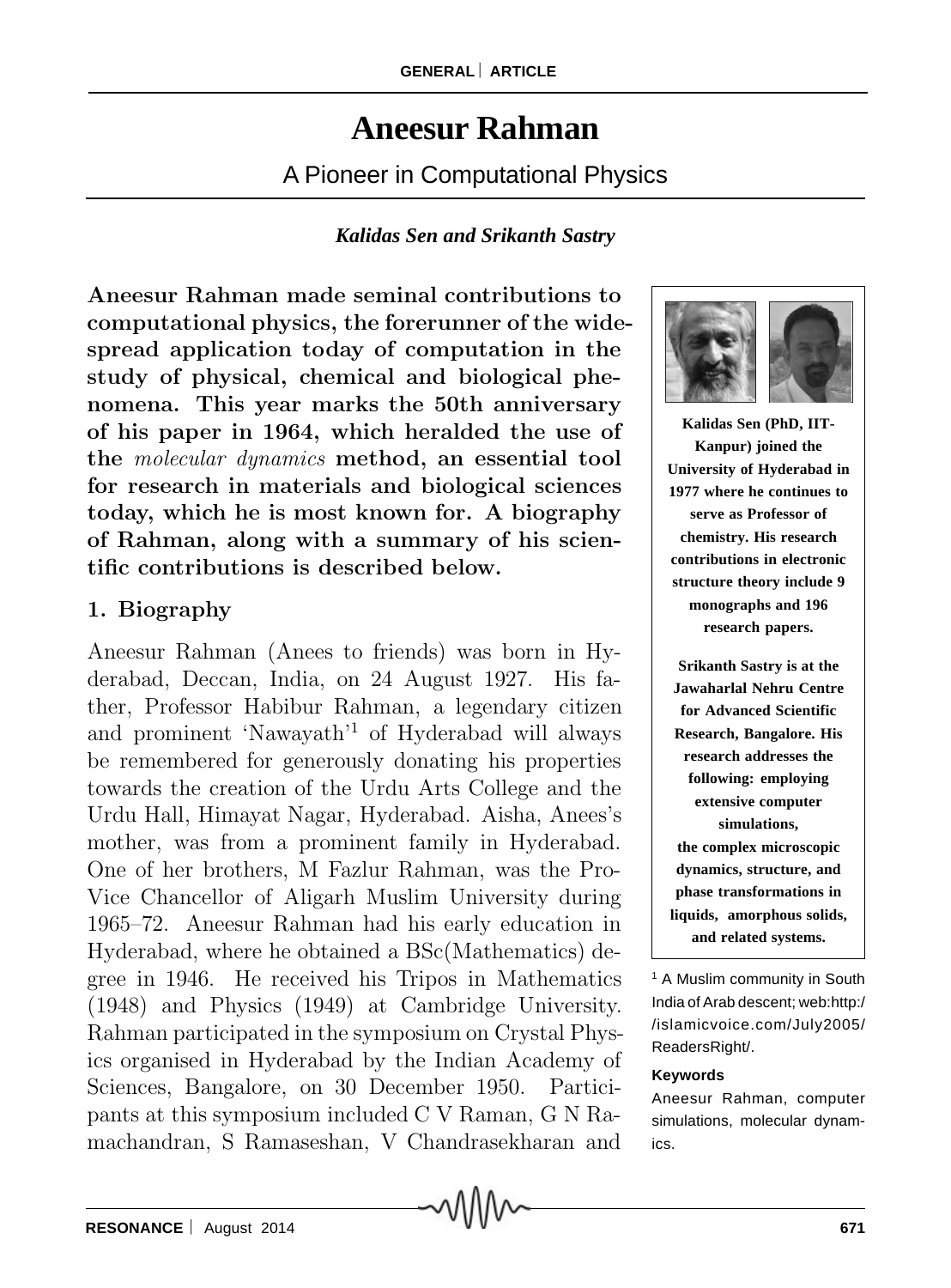# Aneesur Rahman

## A Pioneer in Computational Physics

***Kalidas Sen and Srikanth Sastry***

**Aneesur Rahman made seminal contributions to computational physics, the forerunner of the widespread application today of computation in the study of physical, chemical and biological phenomena. This year marks the 50th anniversary of his paper in 1964, which heralded the use of the *molecular dynamics* method, an essential tool for research in materials and biological sciences today, which he is most known for. A biography of Rahman, along with a summary of his scientific contributions is described below.**

**Kalidas Sen (PhD, IIT-Kanpur) joined the University of Hyderabad in 1977 where he continues to serve as Professor of chemistry. His research contributions in electronic structure theory include 9 monographs and 196 research papers.**

**Srikanth Sastry is at the Jawaharlal Nehru Centre for Advanced Scientific Research, Bangalore. His research addresses the following: employing extensive computer simulations, the complex microscopic dynamics, structure, and phase transformations in liquids, amorphous solids, and related systems.**

### 1. Biography

Aneesur Rahman (Anees to friends) was born in Hyderabad, Deccan, India, on 24 August 1927. His father, Professor Habibur Rahman, a legendary citizen and prominent 'Nawayath'[1] of Hyderabad will always be remembered for generously donating his properties towards the creation of the Urdu Arts College and the Urdu Hall, Himayat Nagar, Hyderabad. Aisha, Anees's mother, was from a prominent family in Hyderabad. One of her brothers, M Fazlur Rahman, was the Pro-Vice Chancellor of Aligarh Muslim University during 1965–72. Aneesur Rahman had his early education in Hyderabad, where he obtained a BSc(Mathematics) degree in 1946. He received his Tripos in Mathematics (1948) and Physics (1949) at Cambridge University. Rahman participated in the symposium on Crystal Physics organised in Hyderabad by the Indian Academy of Sciences, Bangalore, on 30 December 1950. Participants at this symposium included C V Raman, G N Ramachandran, S Ramaseshan, V Chandrasekharan and

[1] A Muslim community in South India of Arab descent; web:http://islamicvoice.com/July2005/ReadersRight/.

**Keywords**

Aneesur Rahman, computer simulations, molecular dynamics.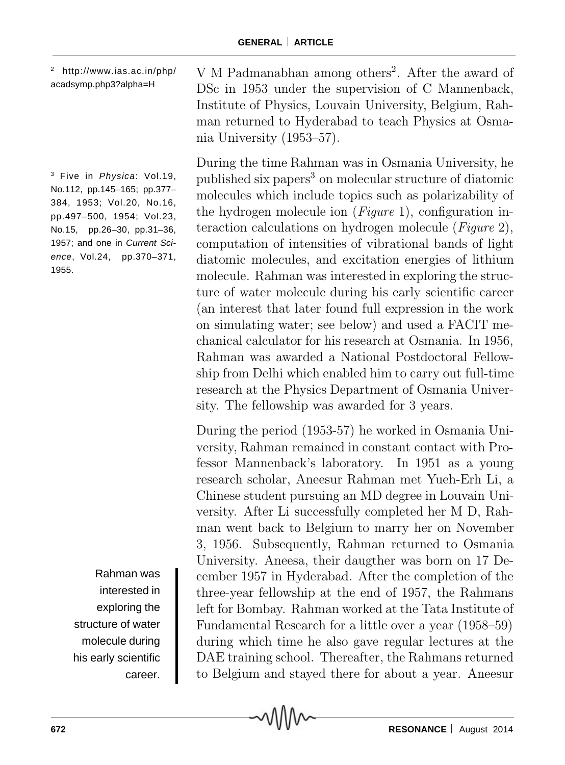V M Padmanabhan among others[2]. After the award of DSc in 1953 under the supervision of C Mannenback, Institute of Physics, Louvain University, Belgium, Rahman returned to Hyderabad to teach Physics at Osmania University (1953–57).

[2] http://www.ias.ac.in/php/acadsymp.php3?alpha=H

During the time Rahman was in Osmania University, he published six papers[3] on molecular structure of diatomic molecules which include topics such as polarizability of the hydrogen molecule ion (*Figure* 1), configuration interaction calculations on hydrogen molecule (*Figure* 2), computation of intensities of vibrational bands of light diatomic molecules, and excitation energies of lithium molecule. Rahman was interested in exploring the structure of water molecule during his early scientific career (an interest that later found full expression in the work on simulating water; see below) and used a FACIT mechanical calculator for his research at Osmania. In 1956, Rahman was awarded a National Postdoctoral Fellowship from Delhi which enabled him to carry out full-time research at the Physics Department of Osmania University. The fellowship was awarded for 3 years.

[3] Five in *Physica*: Vol.19, No.112, pp.145–165; pp.377–384, 1953; Vol.20, No.16, pp.497–500, 1954; Vol.23, No.15, pp.26–30, pp.31–36, 1957; and one in *Current Science*, Vol.24, pp.370–371, 1955.

During the period (1953-57) he worked in Osmania University, Rahman remained in constant contact with Professor Mannenback's laboratory. In 1951 as a young research scholar, Aneesur Rahman met Yueh-Erh Li, a Chinese student pursuing an MD degree in Louvain University. After Li successfully completed her M D, Rahman went back to Belgium to marry her on November 3, 1956. Subsequently, Rahman returned to Osmania University. Aneesa, their daugther was born on 17 December 1957 in Hyderabad. After the completion of the three-year fellowship at the end of 1957, the Rahmans left for Bombay. Rahman worked at the Tata Institute of Fundamental Research for a little over a year (1958–59) during which time he also gave regular lectures at the DAE training school. Thereafter, the Rahmans returned to Belgium and stayed there for about a year. Aneesur

> Rahman was interested in exploring the structure of water molecule during his early scientific career.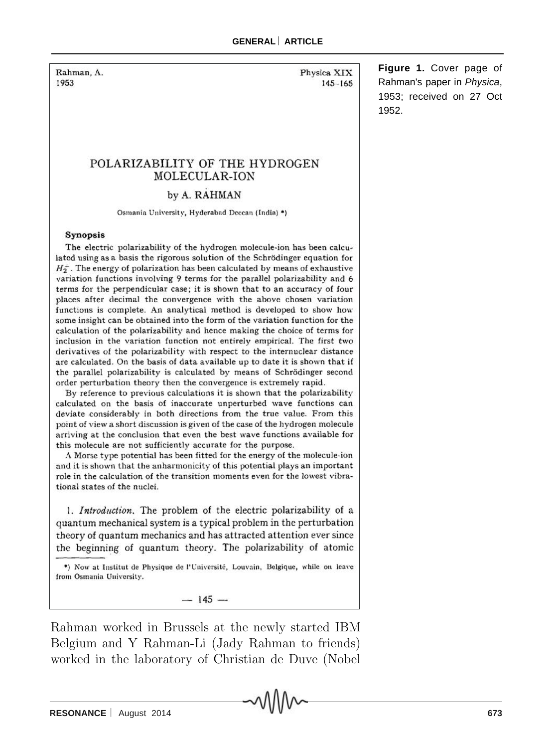Rahman, A.
1953

Physica XIX
145–165

## POLARIZABILITY OF THE HYDROGEN MOLECULAR-ION

by A. RAHMAN

Osmania University, Hyderabad Deccan (India) *)

**Synopsis**

The electric polarizability of the hydrogen molecule-ion has been calculated using as a basis the rigorous solution of the Schrödinger equation for $H_2^+$. The energy of polarization has been calculated by means of exhaustive variation functions involving 9 terms for the parallel polarizability and 6 terms for the perpendicular case; it is shown that to an accuracy of four places after decimal the convergence with the above chosen variation functions is complete. An analytical method is developed to show how some insight can be obtained into the form of the variation function for the calculation of the polarizability and hence making the choice of terms for inclusion in the variation function not entirely empirical. The first two derivatives of the polarizability with respect to the internuclear distance are calculated. On the basis of data available up to date it is shown that if the parallel polarizability is calculated by means of Schrödinger second order perturbation theory then the convergence is extremely rapid.

By reference to previous calculations it is shown that the polarizability calculated on the basis of inaccurate unperturbed wave functions can deviate considerably in both directions from the true value. From this point of view a short discussion is given of the case of the hydrogen molecule arriving at the conclusion that even the best wave functions available for this molecule are not sufficiently accurate for the purpose.

A Morse type potential has been fitted for the energy of the molecule-ion and it is shown that the anharmonicity of this potential plays an important role in the calculation of the transition moments even for the lowest vibrational states of the nuclei.

1. *Introduction.* The problem of the electric polarizability of a quantum mechanical system is a typical problem in the perturbation theory of quantum mechanics and has attracted attention ever since the beginning of quantum theory. The polarizability of atomic

*) Now at Institut de Physique de l'Université, Louvain, Belgique, while on leave from Osmania University.

— 145 —

**Figure 1.** Cover page of Rahman's paper in *Physica*, 1953; received on 27 Oct 1952.

Rahman worked in Brussels at the newly started IBM Belgium and Y Rahman-Li (Jady Rahman to friends) worked in the laboratory of Christian de Duve (Nobel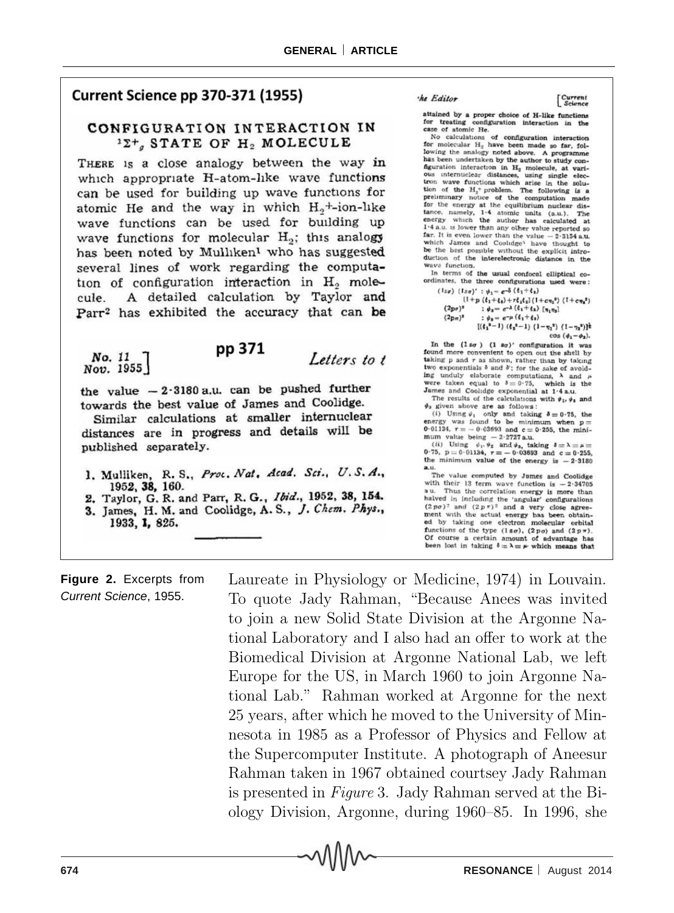## Current Science pp 370-371 (1955)

### CONFIGURATION INTERACTION IN $^1\Sigma^+_g$ STATE OF $H_2$ MOLECULE

THERE is a close analogy between the way in which appropriate H-atom-like wave functions can be used for building up wave functions for atomic He and the way in which $H_2^+$-ion-like wave functions can be used for building up wave functions for molecular $H_2$; this analogy has been noted by Mulliken[1] who has suggested several lines of work regarding the computation of configuration interaction in $H_2$ molecule. A detailed calculation by Taylor and Parr[2] has exhibited the accuracy that can be attained by a proper choice of H-like functions for treating configuration interaction in the case of atomic He.

No calculations of configuration interaction for molecular $H_2$ have been made so far, following the analogy noted above. A programme has been undertaken by the author to study configuration interaction in $H_2$ molecule, at various internuclear distances, using single electron wave functions which arise in the solution of the $H_2^+$ problem. The following is a preliminary notice of the computation made for the energy at the equilibrium nuclear distance, namely, 1·4 atomic units (a.u.). The energy which the author has calculated at 1·4 a.u. is lower than any other value reported so far. It is even lower than the value $-2\cdot3154$ a.u. which James and Coolidge[3] have thought to be the best possible without the explicit introduction of the interelectronic distance in the wave function.

In terms of the usual confocal elliptical coordinates, the three configurations used were:

$$(1s\sigma)\ (1s\sigma)' : \psi_1 = e^{-\delta}(\xi_1+\xi_2)$$
$$[1+p(\xi_1+\xi_2)+r\xi_1\xi_2](1+c\eta_1^2)(1+c\eta_2^2)$$
$$(2p\sigma)^2 \quad : \psi_2 = e^{-\lambda}(\xi_1+\xi_2)\ [\eta_1\eta_2]$$
$$(2p\pi)^2 \quad : \psi_3 = e^{-\mu}(\xi_1+\xi_2)$$
$$[(\xi_1^2-1)(\xi_2^2-1)(1-\eta_1^2)(1-\eta_2^2)]^{\frac{1}{2}}\ \cos(\phi_1-\phi_2).$$

In the $(1s\sigma)\ (1s\sigma)'$ configuration it was found more convenient to open out the shell by taking $p$ and $r$ as shown, rather than by taking two exponentials $\delta$ and $\delta'$; for the sake of avoiding unduly elaborate computations, $\lambda$ and $\mu$ were taken equal to $\delta = 0\cdot75$, which is the James and Coolidge exponential at 1·4 a.u.

The results of the calculations with $\psi_1$, $\psi_2$ and $\psi_3$ given above are as follows:

(i) Using $\psi_1$ only and taking $\delta = 0\cdot75$, the energy was found to be minimum when $p = 0\cdot01134$, $r = -0\cdot03693$ and $c = 0\cdot255$, the minimum value being $-2\cdot2727$ a.u.

(ii) Using $\psi_1, \psi_2$ and $\psi_3$, taking $\delta = \lambda = \mu = 0\cdot75$, $p = 0\cdot01134$, $r = -0\cdot03693$ and $c = 0\cdot255$, the minimum value of the energy is $-2\cdot3180$ a.u.

The value computed by James and Coolidge with their 13 term wave function is $-2\cdot34705$ a.u. Thus the correlation energy is more than halved in including the 'angular' configurations $(2p\sigma)^2$ and $(2p\pi)^2$ and a very close agreement with the actual energy has been obtained by taking one electron molecular orbital functions of the type $(1s\sigma)$, $(2p\sigma)$ and $(2p\pi)$. Of course a certain amount of advantage has been lost in taking $\delta = \lambda = \mu$ which means that

pp 371

the value $-2\cdot3180$ a.u. can be pushed further towards the best value of James and Coolidge.

Similar calculations at smaller internuclear distances are in progress and details will be published separately.

1. Mulliken, R. S., *Proc. Nat. Acad. Sci., U.S.A.*, 1952, **38**, 160.
2. Taylor, G. R. and Parr, R. G., *Ibid.*, 1952, **38**, 154.
3. James, H. M. and Coolidge, A. S., *J. Chem. Phys.*, 1933, **1**, 825.

**Figure 2.** Excerpts from *Current Science*, 1955.

Laureate in Physiology or Medicine, 1974) in Louvain. To quote Jady Rahman, "Because Anees was invited to join a new Solid State Division at the Argonne National Laboratory and I also had an offer to work at the Biomedical Division at Argonne National Lab, we left Europe for the US, in March 1960 to join Argonne National Lab." Rahman worked at Argonne for the next 25 years, after which he moved to the University of Minnesota in 1985 as a Professor of Physics and Fellow at the Supercomputer Institute. A photograph of Aneesur Rahman taken in 1967 obtained courtsey Jady Rahman is presented in *Figure* 3. Jady Rahman served at the Biology Division, Argonne, during 1960–85. In 1996, she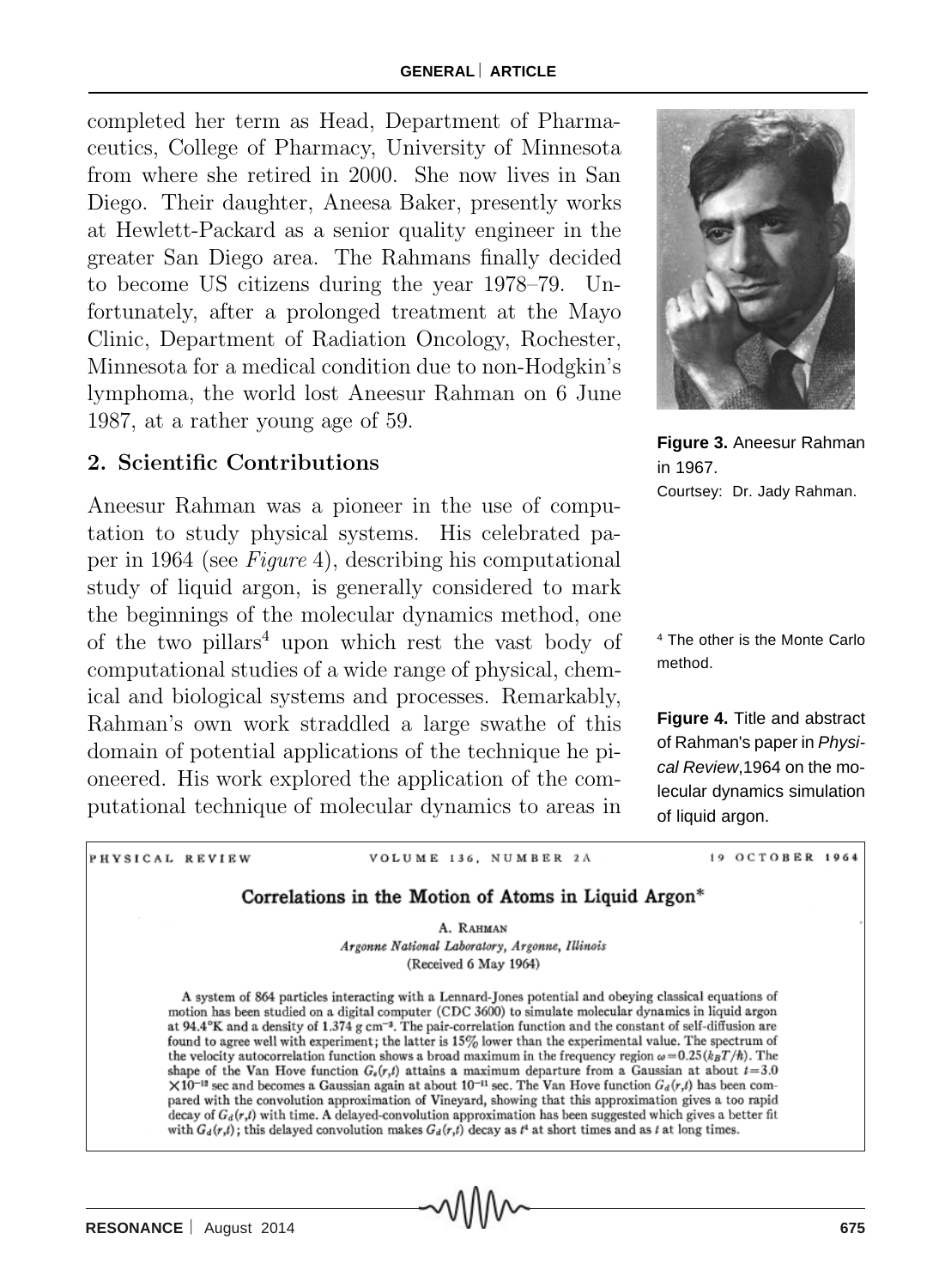completed her term as Head, Department of Pharmaceutics, College of Pharmacy, University of Minnesota from where she retired in 2000. She now lives in San Diego. Their daughter, Aneesa Baker, presently works at Hewlett-Packard as a senior quality engineer in the greater San Diego area. The Rahmans finally decided to become US citizens during the year 1978–79. Unfortunately, after a prolonged treatment at the Mayo Clinic, Department of Radiation Oncology, Rochester, Minnesota for a medical condition due to non-Hodgkin's lymphoma, the world lost Aneesur Rahman on 6 June 1987, at a rather young age of 59.

**Figure 3.** Aneesur Rahman in 1967.
Courtsey: Dr. Jady Rahman.

## 2. Scientific Contributions

Aneesur Rahman was a pioneer in the use of computation to study physical systems. His celebrated paper in 1964 (see *Figure* 4), describing his computational study of liquid argon, is generally considered to mark the beginnings of the molecular dynamics method, one of the two pillars[4] upon which rest the vast body of computational studies of a wide range of physical, chemical and biological systems and processes. Remarkably, Rahman's own work straddled a large swathe of this domain of potential applications of the technique he pioneered. His work explored the application of the computational technique of molecular dynamics to areas in

[4] The other is the Monte Carlo method.

**Figure 4.** Title and abstract of Rahman's paper in *Physical Review*,1964 on the molecular dynamics simulation of liquid argon.

PHYSICAL REVIEW VOLUME 136, NUMBER 2A 19 OCTOBER 1964

### Correlations in the Motion of Atoms in Liquid Argon*

A. Rahman
*Argonne National Laboratory, Argonne, Illinois*
(Received 6 May 1964)

A system of 864 particles interacting with a Lennard-Jones potential and obeying classical equations of motion has been studied on a digital computer (CDC 3600) to simulate molecular dynamics in liquid argon at 94.4°K and a density of 1.374 g cm$^{-3}$. The pair-correlation function and the constant of self-diffusion are found to agree well with experiment; the latter is 15% lower than the experimental value. The spectrum of the velocity autocorrelation function shows a broad maximum in the frequency region $\omega = 0.25(k_B T/\hbar)$. The shape of the Van Hove function $G_s(r,t)$ attains a maximum departure from a Gaussian at about $t = 3.0 \times 10^{-12}$ sec and becomes a Gaussian again at about $10^{-11}$ sec. The Van Hove function $G_d(r,t)$ has been compared with the convolution approximation of Vineyard, showing that this approximation gives a too rapid decay of $G_d(r,t)$ with time. A delayed-convolution approximation has been suggested which gives a better fit with $G_d(r,t)$; this delayed convolution makes $G_d(r,t)$ decay as $t^4$ at short times and as $t$ at long times.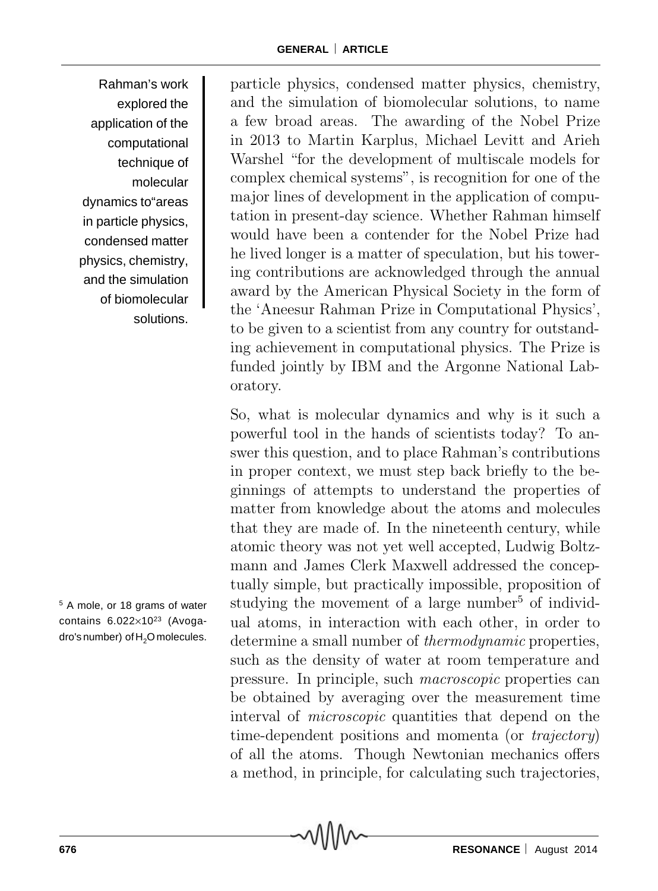Rahman's work explored the application of the computational technique of molecular dynamics to"areas in particle physics, condensed matter physics, chemistry, and the simulation of biomolecular solutions.

particle physics, condensed matter physics, chemistry, and the simulation of biomolecular solutions, to name a few broad areas. The awarding of the Nobel Prize in 2013 to Martin Karplus, Michael Levitt and Arieh Warshel "for the development of multiscale models for complex chemical systems", is recognition for one of the major lines of development in the application of computation in present-day science. Whether Rahman himself would have been a contender for the Nobel Prize had he lived longer is a matter of speculation, but his towering contributions are acknowledged through the annual award by the American Physical Society in the form of the 'Aneesur Rahman Prize in Computational Physics', to be given to a scientist from any country for outstanding achievement in computational physics. The Prize is funded jointly by IBM and the Argonne National Laboratory.

So, what is molecular dynamics and why is it such a powerful tool in the hands of scientists today? To answer this question, and to place Rahman's contributions in proper context, we must step back briefly to the beginnings of attempts to understand the properties of matter from knowledge about the atoms and molecules that they are made of. In the nineteenth century, while atomic theory was not yet well accepted, Ludwig Boltzmann and James Clerk Maxwell addressed the conceptually simple, but practically impossible, proposition of studying the movement of a large number[5] of individual atoms, in interaction with each other, in order to determine a small number of *thermodynamic* properties, such as the density of water at room temperature and pressure. In principle, such *macroscopic* properties can be obtained by averaging over the measurement time interval of *microscopic* quantities that depend on the time-dependent positions and momenta (or *trajectory*) of all the atoms. Though Newtonian mechanics offers a method, in principle, for calculating such trajectories,

[5] A mole, or 18 grams of water contains $6.022\times10^{23}$ (Avogadro's number) of $H_2O$ molecules.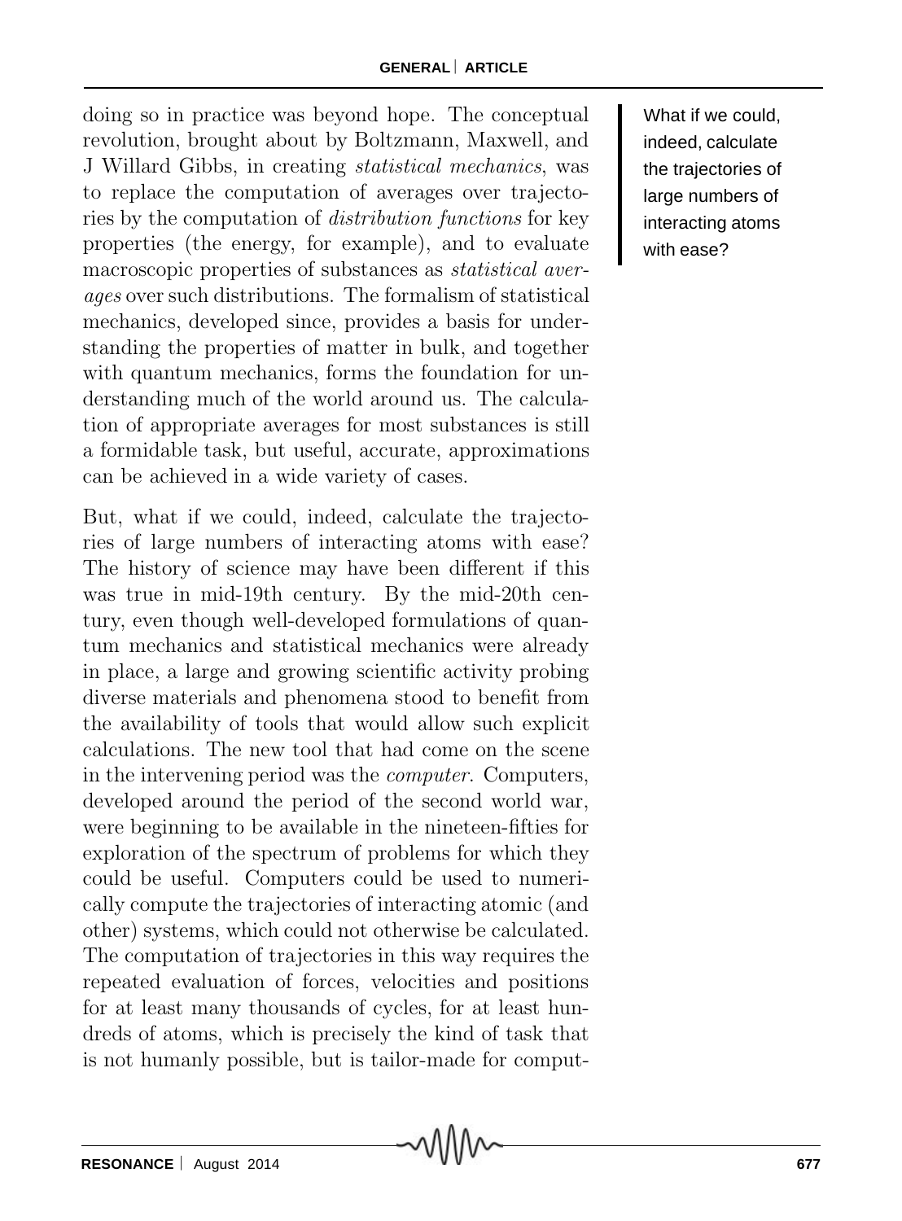doing so in practice was beyond hope. The conceptual revolution, brought about by Boltzmann, Maxwell, and J Willard Gibbs, in creating *statistical mechanics*, was to replace the computation of averages over trajectories by the computation of *distribution functions* for key properties (the energy, for example), and to evaluate macroscopic properties of substances as *statistical averages* over such distributions. The formalism of statistical mechanics, developed since, provides a basis for understanding the properties of matter in bulk, and together with quantum mechanics, forms the foundation for understanding much of the world around us. The calculation of appropriate averages for most substances is still a formidable task, but useful, accurate, approximations can be achieved in a wide variety of cases.

What if we could, indeed, calculate the trajectories of large numbers of interacting atoms with ease?

But, what if we could, indeed, calculate the trajectories of large numbers of interacting atoms with ease? The history of science may have been different if this was true in mid-19th century. By the mid-20th century, even though well-developed formulations of quantum mechanics and statistical mechanics were already in place, a large and growing scientific activity probing diverse materials and phenomena stood to benefit from the availability of tools that would allow such explicit calculations. The new tool that had come on the scene in the intervening period was the *computer*. Computers, developed around the period of the second world war, were beginning to be available in the nineteen-fifties for exploration of the spectrum of problems for which they could be useful. Computers could be used to numerically compute the trajectories of interacting atomic (and other) systems, which could not otherwise be calculated. The computation of trajectories in this way requires the repeated evaluation of forces, velocities and positions for at least many thousands of cycles, for at least hundreds of atoms, which is precisely the kind of task that is not humanly possible, but is tailor-made for comput-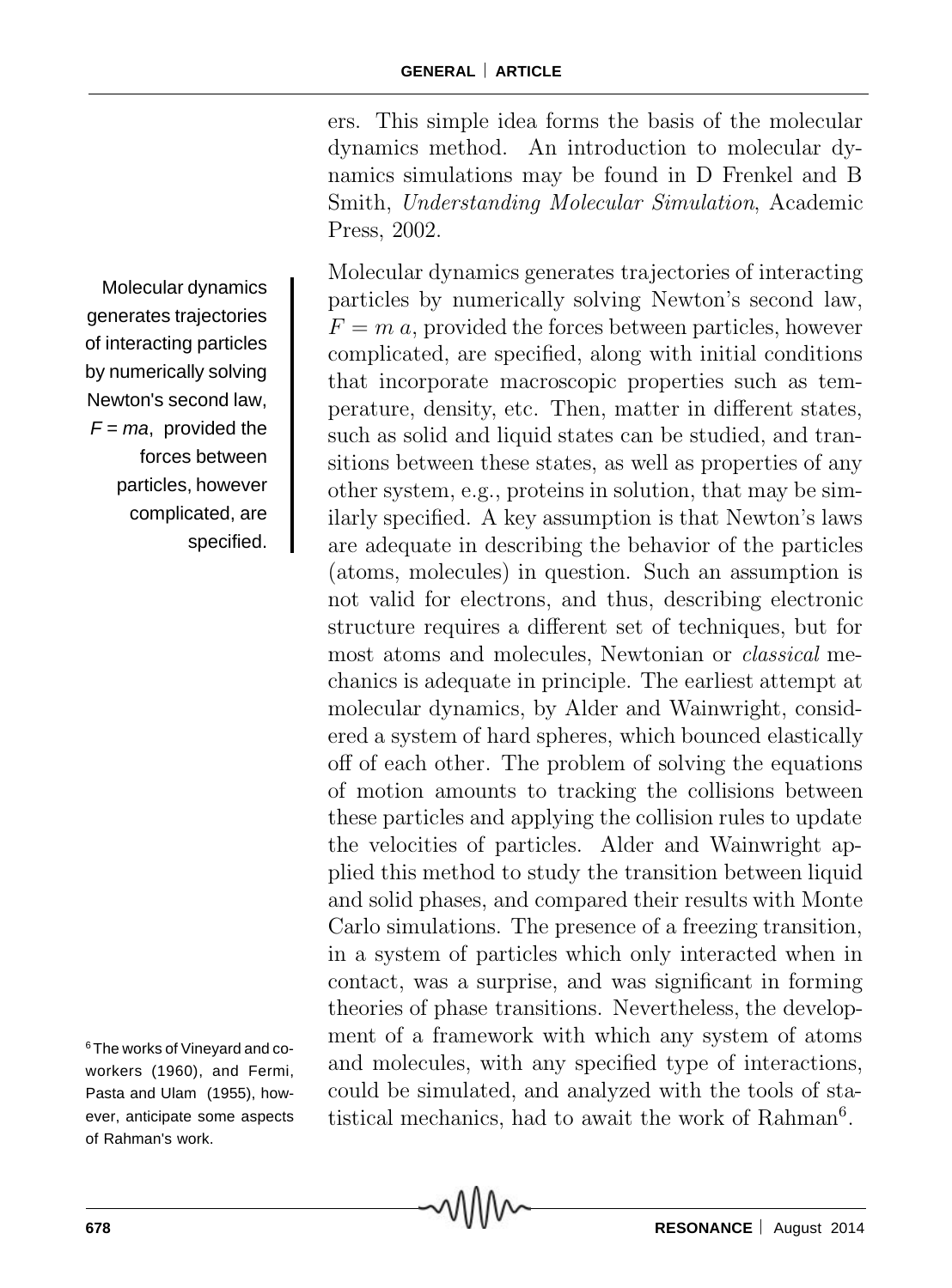ers. This simple idea forms the basis of the molecular dynamics method. An introduction to molecular dynamics simulations may be found in D Frenkel and B Smith, *Understanding Molecular Simulation*, Academic Press, 2002.

Molecular dynamics generates trajectories of interacting particles by numerically solving Newton's second law, $F = m\,a$, provided the forces between particles, however complicated, are specified, along with initial conditions that incorporate macroscopic properties such as temperature, density, etc. Then, matter in different states, such as solid and liquid states can be studied, and transitions between these states, as well as properties of any other system, e.g., proteins in solution, that may be similarly specified. A key assumption is that Newton's laws are adequate in describing the behavior of the particles (atoms, molecules) in question. Such an assumption is not valid for electrons, and thus, describing electronic structure requires a different set of techniques, but for most atoms and molecules, Newtonian or *classical* mechanics is adequate in principle. The earliest attempt at molecular dynamics, by Alder and Wainwright, considered a system of hard spheres, which bounced elastically off of each other. The problem of solving the equations of motion amounts to tracking the collisions between these particles and applying the collision rules to update the velocities of particles. Alder and Wainwright applied this method to study the transition between liquid and solid phases, and compared their results with Monte Carlo simulations. The presence of a freezing transition, in a system of particles which only interacted when in contact, was a surprise, and was significant in forming theories of phase transitions. Nevertheless, the development of a framework with which any system of atoms and molecules, with any specified type of interactions, could be simulated, and analyzed with the tools of statistical mechanics, had to await the work of Rahman[6].

Molecular dynamics generates trajectories of interacting particles by numerically solving Newton's second law, $F = ma$, provided the forces between particles, however complicated, are specified.

[6] The works of Vineyard and coworkers (1960), and Fermi, Pasta and Ulam (1955), however, anticipate some aspects of Rahman's work.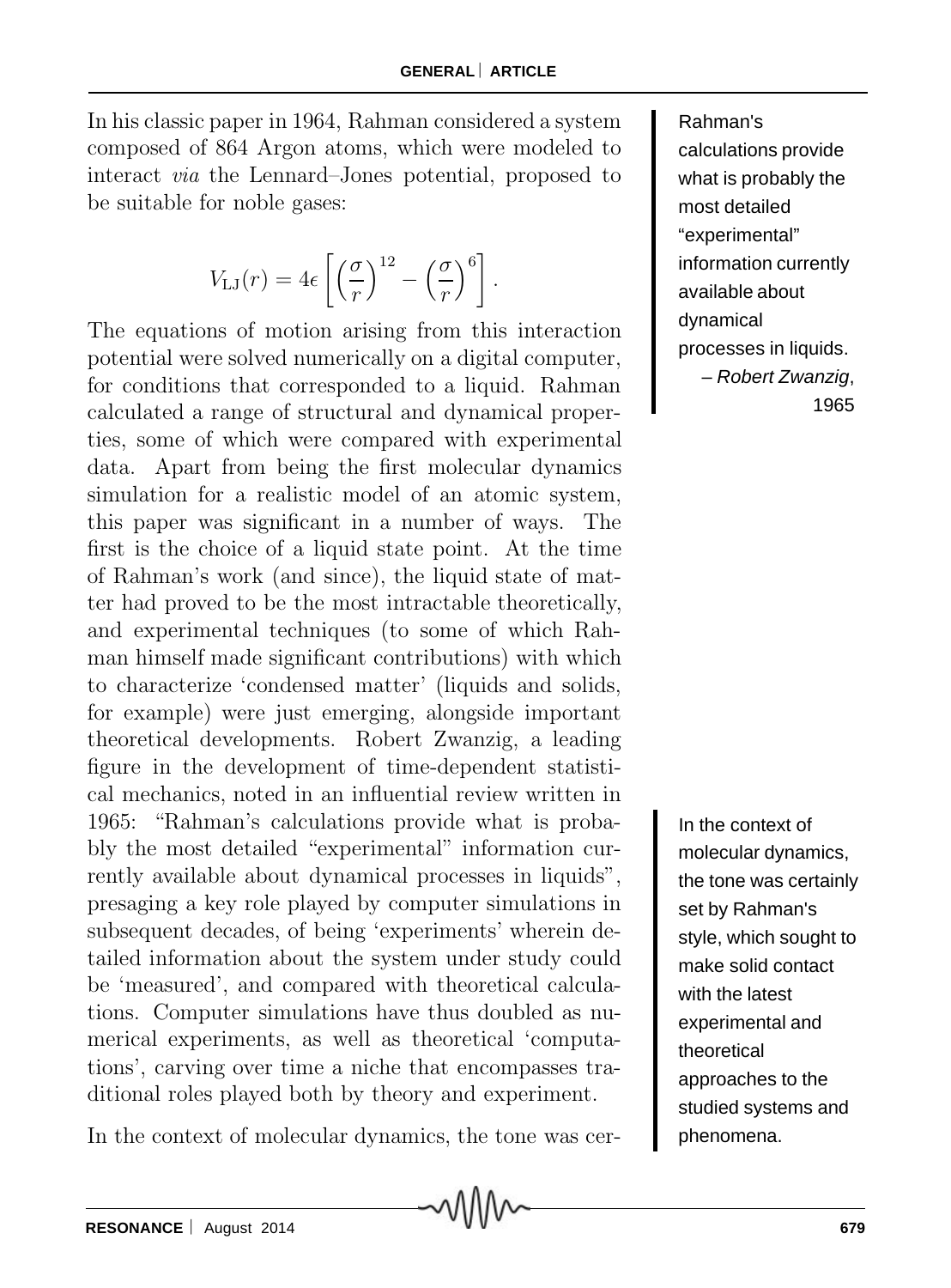In his classic paper in 1964, Rahman considered a system composed of 864 Argon atoms, which were modeled to interact *via* the Lennard–Jones potential, proposed to be suitable for noble gases:

$$V_{\mathrm{LJ}}(r) = 4\epsilon \left[ \left(\frac{\sigma}{r}\right)^{12} - \left(\frac{\sigma}{r}\right)^{6} \right].$$

The equations of motion arising from this interaction potential were solved numerically on a digital computer, for conditions that corresponded to a liquid. Rahman calculated a range of structural and dynamical properties, some of which were compared with experimental data. Apart from being the first molecular dynamics simulation for a realistic model of an atomic system, this paper was significant in a number of ways. The first is the choice of a liquid state point. At the time of Rahman's work (and since), the liquid state of matter had proved to be the most intractable theoretically, and experimental techniques (to some of which Rahman himself made significant contributions) with which to characterize 'condensed matter' (liquids and solids, for example) were just emerging, alongside important theoretical developments. Robert Zwanzig, a leading figure in the development of time-dependent statistical mechanics, noted in an influential review written in 1965: "Rahman's calculations provide what is probably the most detailed "experimental" information currently available about dynamical processes in liquids", presaging a key role played by computer simulations in subsequent decades, of being 'experiments' wherein detailed information about the system under study could be 'measured', and compared with theoretical calculations. Computer simulations have thus doubled as numerical experiments, as well as theoretical 'computations', carving over time a niche that encompasses traditional roles played both by theory and experiment.

> Rahman's calculations provide what is probably the most detailed "experimental" information currently available about dynamical processes in liquids.
> – *Robert Zwanzig*, 1965

> In the context of molecular dynamics, the tone was certainly set by Rahman's style, which sought to make solid contact with the latest experimental and theoretical approaches to the studied systems and phenomena.

In the context of molecular dynamics, the tone was cer-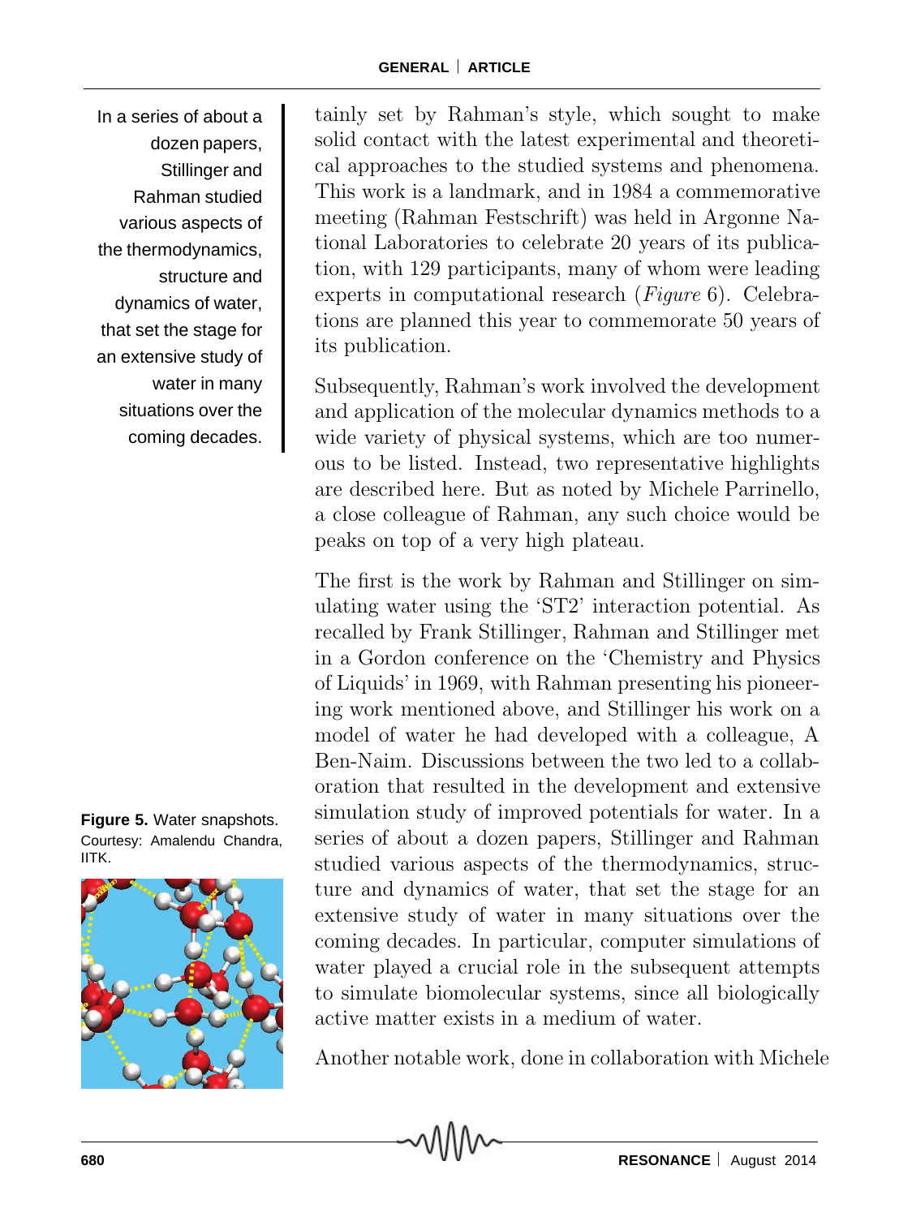tainly set by Rahman's style, which sought to make solid contact with the latest experimental and theoretical approaches to the studied systems and phenomena. This work is a landmark, and in 1984 a commemorative meeting (Rahman Festschrift) was held in Argonne National Laboratories to celebrate 20 years of its publication, with 129 participants, many of whom were leading experts in computational research (*Figure* 6). Celebrations are planned this year to commemorate 50 years of its publication.

Subsequently, Rahman's work involved the development and application of the molecular dynamics methods to a wide variety of physical systems, which are too numerous to be listed. Instead, two representative highlights are described here. But as noted by Michele Parrinello, a close colleague of Rahman, any such choice would be peaks on top of a very high plateau.

In a series of about a dozen papers, Stillinger and Rahman studied various aspects of the thermodynamics, structure and dynamics of water, that set the stage for an extensive study of water in many situations over the coming decades.

The first is the work by Rahman and Stillinger on simulating water using the 'ST2' interaction potential. As recalled by Frank Stillinger, Rahman and Stillinger met in a Gordon conference on the 'Chemistry and Physics of Liquids' in 1969, with Rahman presenting his pioneering work mentioned above, and Stillinger his work on a model of water he had developed with a colleague, A Ben-Naim. Discussions between the two led to a collaboration that resulted in the development and extensive simulation study of improved potentials for water. In a series of about a dozen papers, Stillinger and Rahman studied various aspects of the thermodynamics, structure and dynamics of water, that set the stage for an extensive study of water in many situations over the coming decades. In particular, computer simulations of water played a crucial role in the subsequent attempts to simulate biomolecular systems, since all biologically active matter exists in a medium of water.

**Figure 5.** Water snapshots. Courtesy: Amalendu Chandra, IITK.

Another notable work, done in collaboration with Michele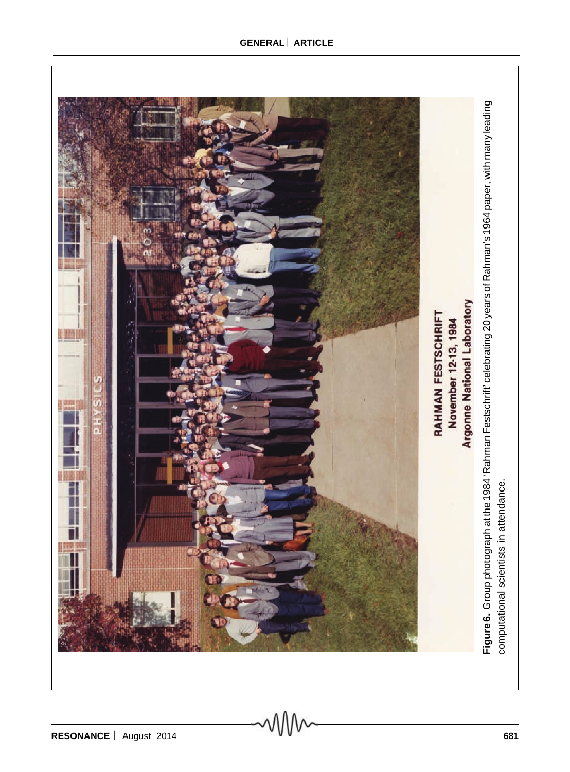Figure 6. Group photograph at the 1984 'Rahman Festschrift' celebrating 20 years of Rahman's 1964 paper, with many leading computational scientists in attendance.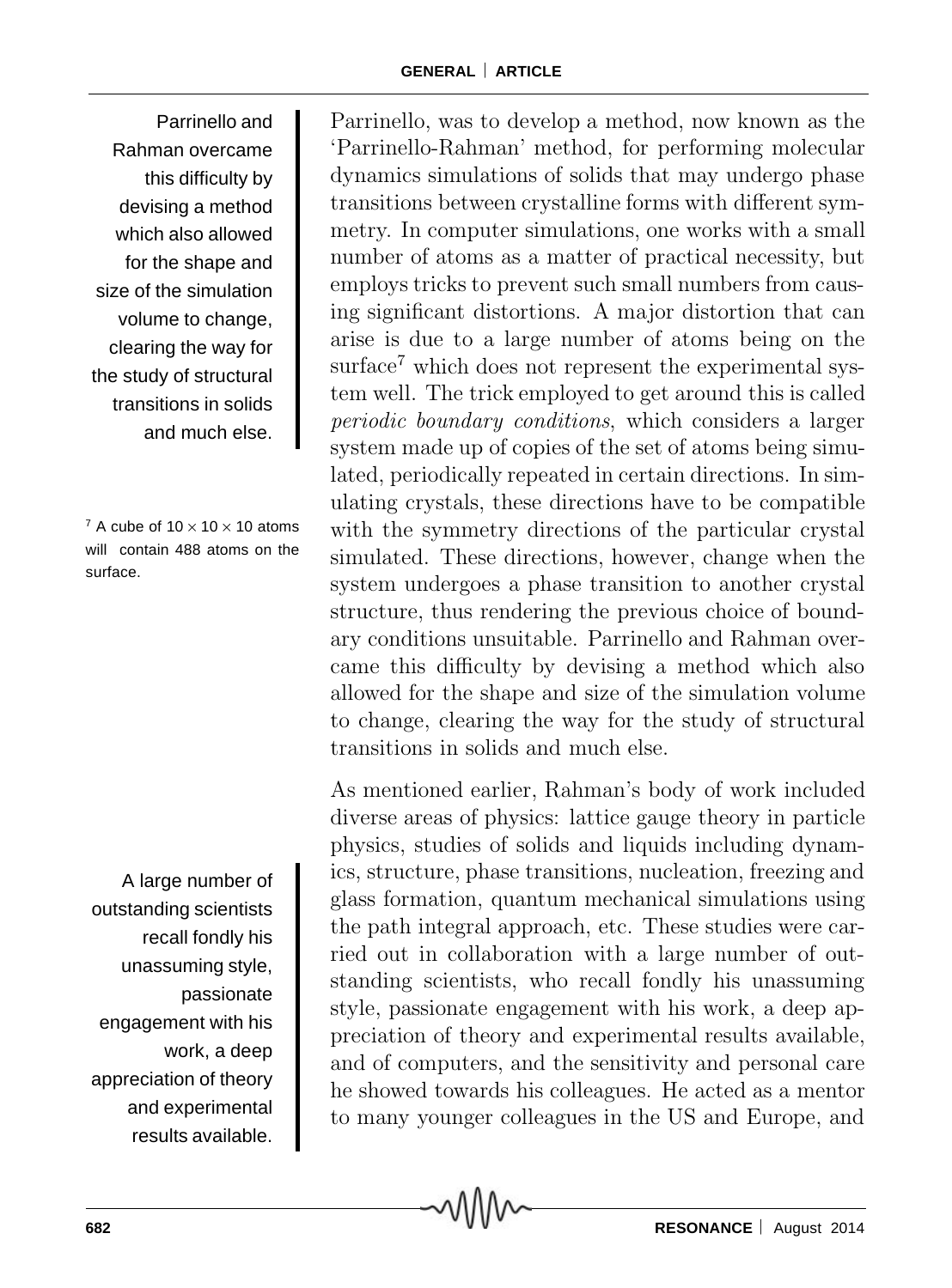Parrinello, was to develop a method, now known as the 'Parrinello-Rahman' method, for performing molecular dynamics simulations of solids that may undergo phase transitions between crystalline forms with different symmetry. In computer simulations, one works with a small number of atoms as a matter of practical necessity, but employs tricks to prevent such small numbers from causing significant distortions. A major distortion that can arise is due to a large number of atoms being on the surface[7] which does not represent the experimental system well. The trick employed to get around this is called *periodic boundary conditions*, which considers a larger system made up of copies of the set of atoms being simulated, periodically repeated in certain directions. In simulating crystals, these directions have to be compatible with the symmetry directions of the particular crystal simulated. These directions, however, change when the system undergoes a phase transition to another crystal structure, thus rendering the previous choice of boundary conditions unsuitable. Parrinello and Rahman overcame this difficulty by devising a method which also allowed for the shape and size of the simulation volume to change, clearing the way for the study of structural transitions in solids and much else.

Parrinello and Rahman overcame this difficulty by devising a method which also allowed for the shape and size of the simulation volume to change, clearing the way for the study of structural transitions in solids and much else.

[7] A cube of $10 \times 10 \times 10$ atoms will contain 488 atoms on the surface.

As mentioned earlier, Rahman's body of work included diverse areas of physics: lattice gauge theory in particle physics, studies of solids and liquids including dynamics, structure, phase transitions, nucleation, freezing and glass formation, quantum mechanical simulations using the path integral approach, etc. These studies were carried out in collaboration with a large number of outstanding scientists, who recall fondly his unassuming style, passionate engagement with his work, a deep appreciation of theory and experimental results available, and of computers, and the sensitivity and personal care he showed towards his colleagues. He acted as a mentor to many younger colleagues in the US and Europe, and

A large number of outstanding scientists recall fondly his unassuming style, passionate engagement with his work, a deep appreciation of theory and experimental results available.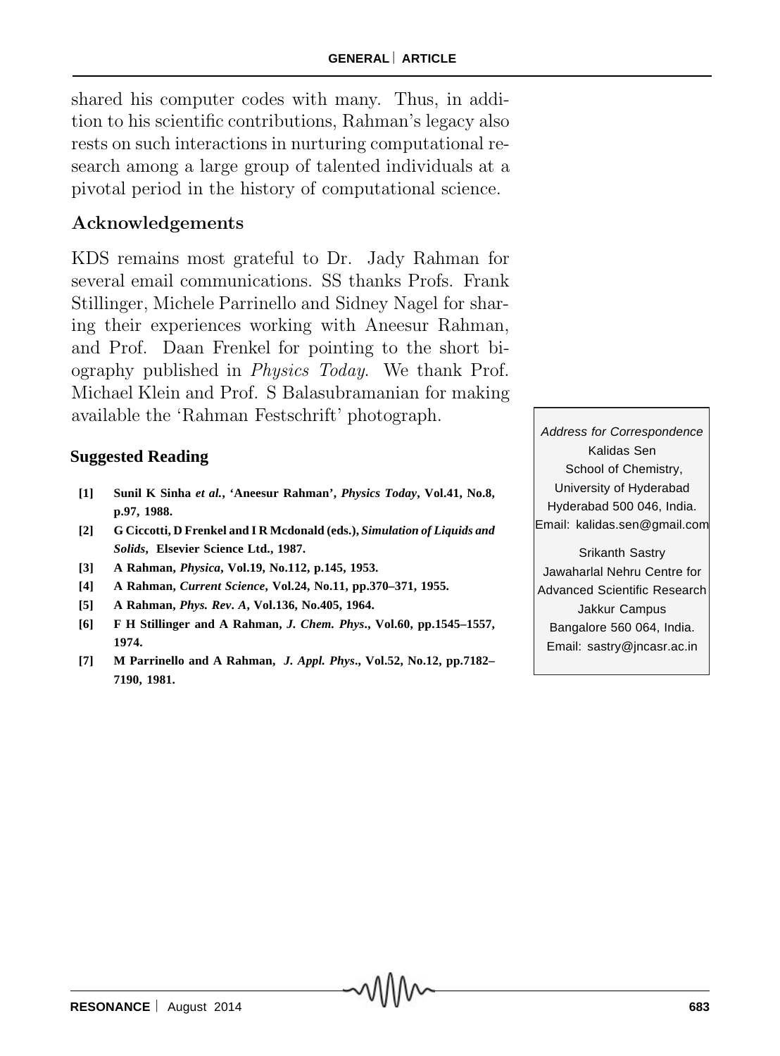shared his computer codes with many. Thus, in addition to his scientific contributions, Rahman's legacy also rests on such interactions in nurturing computational research among a large group of talented individuals at a pivotal period in the history of computational science.

## Acknowledgements

KDS remains most grateful to Dr. Jady Rahman for several email communications. SS thanks Profs. Frank Stillinger, Michele Parrinello and Sidney Nagel for sharing their experiences working with Aneesur Rahman, and Prof. Daan Frenkel for pointing to the short biography published in *Physics Today*. We thank Prof. Michael Klein and Prof. S Balasubramanian for making available the 'Rahman Festschrift' photograph.

## Suggested Reading

[1] **Sunil K Sinha *et al.*, 'Aneesur Rahman', *Physics Today*, Vol.41, No.8, p.97, 1988.**

[2] **G Ciccotti, D Frenkel and I R Mcdonald (eds.), *Simulation of Liquids and Solids*, Elsevier Science Ltd., 1987.**

[3] **A Rahman, *Physica*, Vol.19, No.112, p.145, 1953.**

[4] **A Rahman, *Current Science*, Vol.24, No.11, pp.370–371, 1955.**

[5] **A Rahman, *Phys. Rev. A*, Vol.136, No.405, 1964.**

[6] **F H Stillinger and A Rahman, *J. Chem. Phys.*, Vol.60, pp.1545–1557, 1974.**

[7] **M Parrinello and A Rahman, *J. Appl. Phys.*, Vol.52, No.12, pp.7182–7190, 1981.**

*Address for Correspondence*

Kalidas Sen
School of Chemistry,
University of Hyderabad
Hyderabad 500 046, India.
Email: kalidas.sen@gmail.com

Srikanth Sastry
Jawaharlal Nehru Centre for Advanced Scientific Research
Jakkur Campus
Bangalore 560 064, India.
Email: sastry@jncasr.ac.in